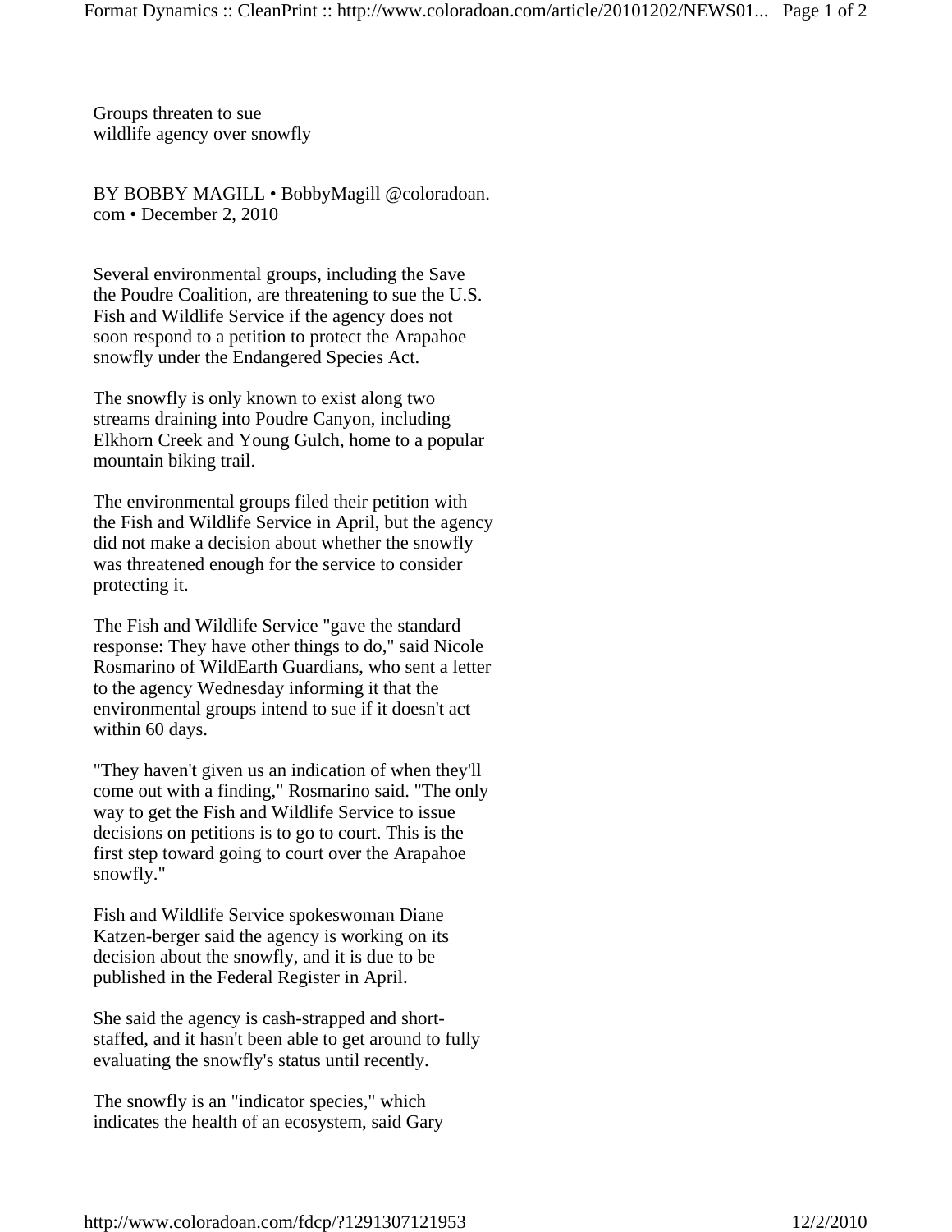# Groups threaten to sue wildlife agency over snowfly

BY BOBBY MAGILL • BobbyMagill @coloradoan.com • December 2, 2010

Several environmental groups, including the Save the Poudre Coalition, are threatening to sue the U.S. Fish and Wildlife Service if the agency does not soon respond to a petition to protect the Arapahoe snowfly under the Endangered Species Act.

The snowfly is only known to exist along two streams draining into Poudre Canyon, including Elkhorn Creek and Young Gulch, home to a popular mountain biking trail.

The environmental groups filed their petition with the Fish and Wildlife Service in April, but the agency did not make a decision about whether the snowfly was threatened enough for the service to consider protecting it.

The Fish and Wildlife Service "gave the standard response: They have other things to do," said Nicole Rosmarino of WildEarth Guardians, who sent a letter to the agency Wednesday informing it that the environmental groups intend to sue if it doesn't act within 60 days.

"They haven't given us an indication of when they'll come out with a finding," Rosmarino said. "The only way to get the Fish and Wildlife Service to issue decisions on petitions is to go to court. This is the first step toward going to court over the Arapahoe snowfly."

Fish and Wildlife Service spokeswoman Diane Katzen-berger said the agency is working on its decision about the snowfly, and it is due to be published in the Federal Register in April.

She said the agency is cash-strapped and short-staffed, and it hasn't been able to get around to fully evaluating the snowfly's status until recently.

The snowfly is an "indicator species," which indicates the health of an ecosystem, said Gary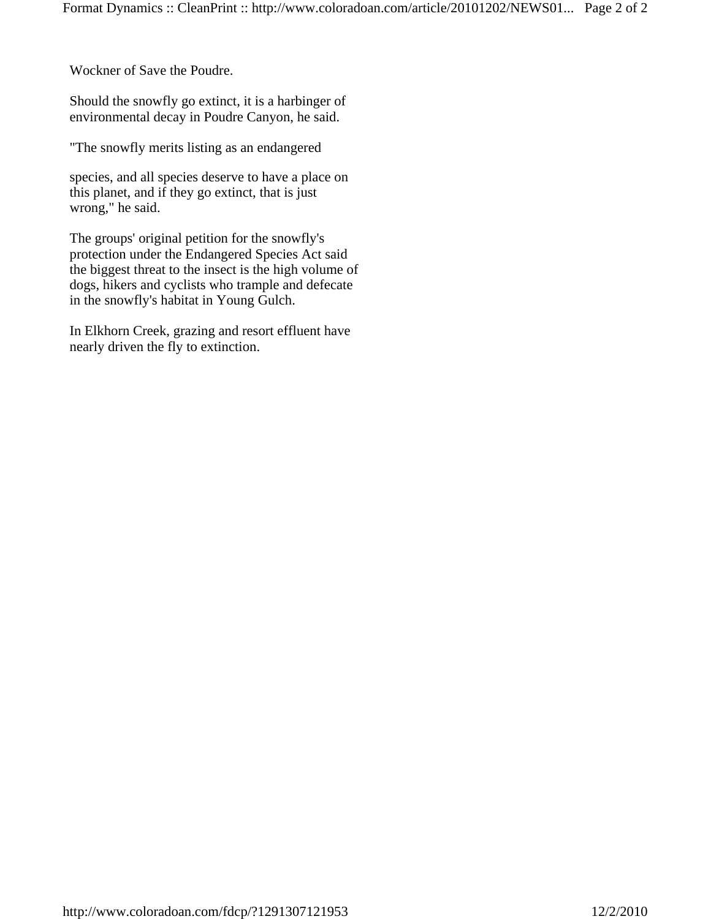Wockner of Save the Poudre.

Should the snowfly go extinct, it is a harbinger of environmental decay in Poudre Canyon, he said.

"The snowfly merits listing as an endangered

species, and all species deserve to have a place on this planet, and if they go extinct, that is just wrong," he said.

The groups' original petition for the snowfly's protection under the Endangered Species Act said the biggest threat to the insect is the high volume of dogs, hikers and cyclists who trample and defecate in the snowfly's habitat in Young Gulch.

In Elkhorn Creek, grazing and resort effluent have nearly driven the fly to extinction.